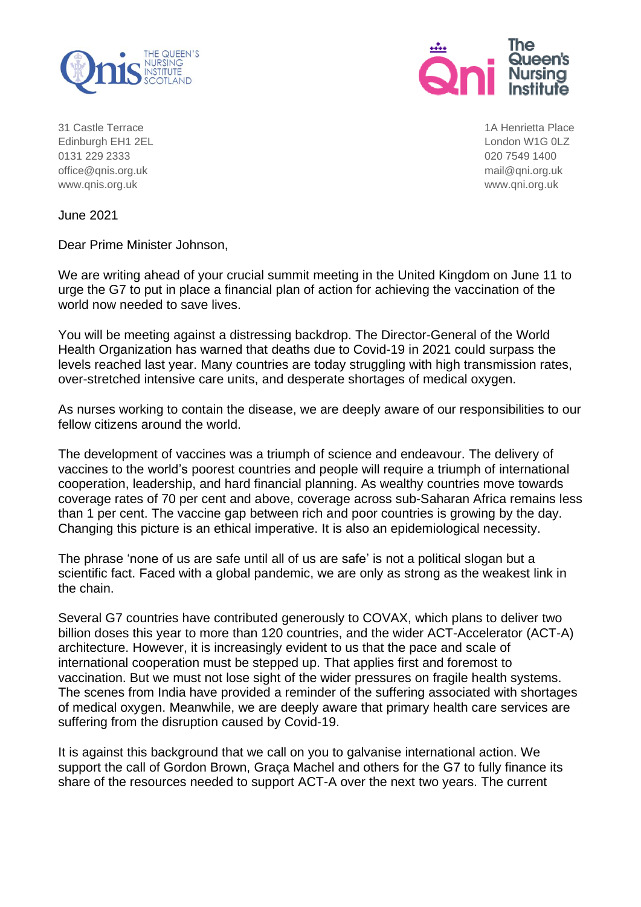THE QUEEN'S NURSING INSTITUTE SCOTLAND

31 Castle Terrace
Edinburgh EH1 2EL
0131 229 2333
office@qnis.org.uk
www.qnis.org.uk

The Queen's Nursing Institute

1A Henrietta Place
London W1G 0LZ
020 7549 1400
mail@qni.org.uk
www.qni.org.uk

June 2021

Dear Prime Minister Johnson,

We are writing ahead of your crucial summit meeting in the United Kingdom on June 11 to urge the G7 to put in place a financial plan of action for achieving the vaccination of the world now needed to save lives.

You will be meeting against a distressing backdrop. The Director-General of the World Health Organization has warned that deaths due to Covid-19 in 2021 could surpass the levels reached last year. Many countries are today struggling with high transmission rates, over-stretched intensive care units, and desperate shortages of medical oxygen.

As nurses working to contain the disease, we are deeply aware of our responsibilities to our fellow citizens around the world.

The development of vaccines was a triumph of science and endeavour. The delivery of vaccines to the world's poorest countries and people will require a triumph of international cooperation, leadership, and hard financial planning. As wealthy countries move towards coverage rates of 70 per cent and above, coverage across sub-Saharan Africa remains less than 1 per cent. The vaccine gap between rich and poor countries is growing by the day. Changing this picture is an ethical imperative. It is also an epidemiological necessity.

The phrase 'none of us are safe until all of us are safe' is not a political slogan but a scientific fact. Faced with a global pandemic, we are only as strong as the weakest link in the chain.

Several G7 countries have contributed generously to COVAX, which plans to deliver two billion doses this year to more than 120 countries, and the wider ACT-Accelerator (ACT-A) architecture. However, it is increasingly evident to us that the pace and scale of international cooperation must be stepped up. That applies first and foremost to vaccination. But we must not lose sight of the wider pressures on fragile health systems. The scenes from India have provided a reminder of the suffering associated with shortages of medical oxygen. Meanwhile, we are deeply aware that primary health care services are suffering from the disruption caused by Covid-19.

It is against this background that we call on you to galvanise international action. We support the call of Gordon Brown, Graça Machel and others for the G7 to fully finance its share of the resources needed to support ACT-A over the next two years. The current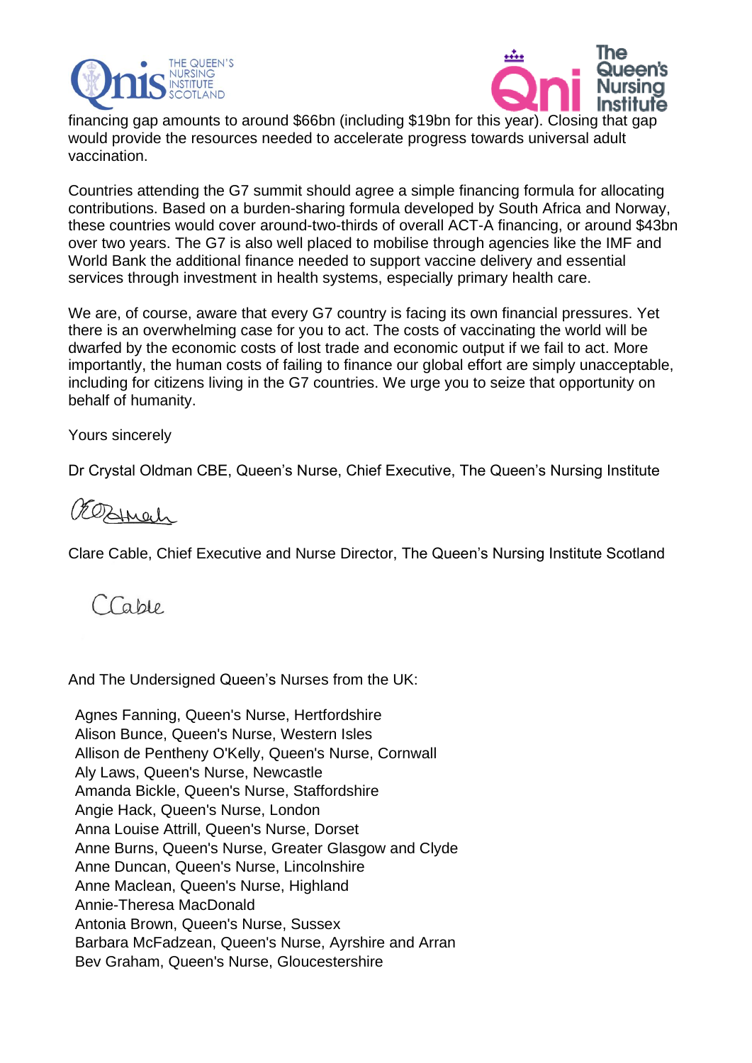financing gap amounts to around $66bn (including $19bn for this year). Closing that gap would provide the resources needed to accelerate progress towards universal adult vaccination.

Countries attending the G7 summit should agree a simple financing formula for allocating contributions. Based on a burden-sharing formula developed by South Africa and Norway, these countries would cover around-two-thirds of overall ACT-A financing, or around $43bn over two years. The G7 is also well placed to mobilise through agencies like the IMF and World Bank the additional finance needed to support vaccine delivery and essential services through investment in health systems, especially primary health care.

We are, of course, aware that every G7 country is facing its own financial pressures. Yet there is an overwhelming case for you to act. The costs of vaccinating the world will be dwarfed by the economic costs of lost trade and economic output if we fail to act. More importantly, the human costs of failing to finance our global effort are simply unacceptable, including for citizens living in the G7 countries. We urge you to seize that opportunity on behalf of humanity.

Yours sincerely

Dr Crystal Oldman CBE, Queen's Nurse, Chief Executive, The Queen's Nursing Institute

Clare Cable, Chief Executive and Nurse Director, The Queen's Nursing Institute Scotland

And The Undersigned Queen's Nurses from the UK:

Agnes Fanning, Queen's Nurse, Hertfordshire
Alison Bunce, Queen's Nurse, Western Isles
Allison de Pentheny O'Kelly, Queen's Nurse, Cornwall
Aly Laws, Queen's Nurse, Newcastle
Amanda Bickle, Queen's Nurse, Staffordshire
Angie Hack, Queen's Nurse, London
Anna Louise Attrill, Queen's Nurse, Dorset
Anne Burns, Queen's Nurse, Greater Glasgow and Clyde
Anne Duncan, Queen's Nurse, Lincolnshire
Anne Maclean, Queen's Nurse, Highland
Annie-Theresa MacDonald
Antonia Brown, Queen's Nurse, Sussex
Barbara McFadzean, Queen's Nurse, Ayrshire and Arran
Bev Graham, Queen's Nurse, Gloucestershire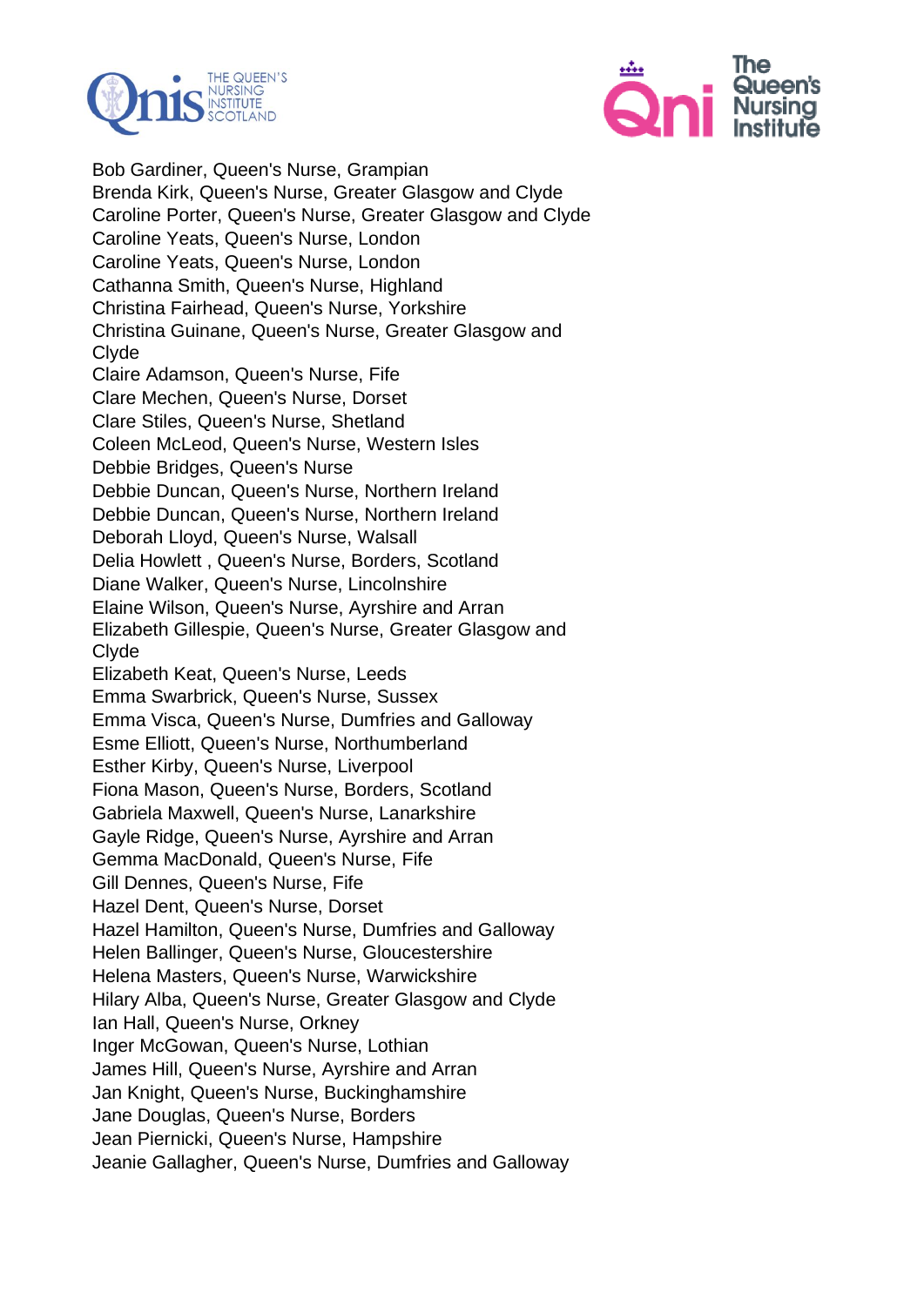Bob Gardiner, Queen's Nurse, Grampian
Brenda Kirk, Queen's Nurse, Greater Glasgow and Clyde
Caroline Porter, Queen's Nurse, Greater Glasgow and Clyde
Caroline Yeats, Queen's Nurse, London
Caroline Yeats, Queen's Nurse, London
Cathanna Smith, Queen's Nurse, Highland
Christina Fairhead, Queen's Nurse, Yorkshire
Christina Guinane, Queen's Nurse, Greater Glasgow and Clyde
Claire Adamson, Queen's Nurse, Fife
Clare Mechen, Queen's Nurse, Dorset
Clare Stiles, Queen's Nurse, Shetland
Coleen McLeod, Queen's Nurse, Western Isles
Debbie Bridges, Queen's Nurse
Debbie Duncan, Queen's Nurse, Northern Ireland
Debbie Duncan, Queen's Nurse, Northern Ireland
Deborah Lloyd, Queen's Nurse, Walsall
Delia Howlett , Queen's Nurse, Borders, Scotland
Diane Walker, Queen's Nurse, Lincolnshire
Elaine Wilson, Queen's Nurse, Ayrshire and Arran
Elizabeth Gillespie, Queen's Nurse, Greater Glasgow and Clyde
Elizabeth Keat, Queen's Nurse, Leeds
Emma Swarbrick, Queen's Nurse, Sussex
Emma Visca, Queen's Nurse, Dumfries and Galloway
Esme Elliott, Queen's Nurse, Northumberland
Esther Kirby, Queen's Nurse, Liverpool
Fiona Mason, Queen's Nurse, Borders, Scotland
Gabriela Maxwell, Queen's Nurse, Lanarkshire
Gayle Ridge, Queen's Nurse, Ayrshire and Arran
Gemma MacDonald, Queen's Nurse, Fife
Gill Dennes, Queen's Nurse, Fife
Hazel Dent, Queen's Nurse, Dorset
Hazel Hamilton, Queen's Nurse, Dumfries and Galloway
Helen Ballinger, Queen's Nurse, Gloucestershire
Helena Masters, Queen's Nurse, Warwickshire
Hilary Alba, Queen's Nurse, Greater Glasgow and Clyde
Ian Hall, Queen's Nurse, Orkney
Inger McGowan, Queen's Nurse, Lothian
James Hill, Queen's Nurse, Ayrshire and Arran
Jan Knight, Queen's Nurse, Buckinghamshire
Jane Douglas, Queen's Nurse, Borders
Jean Piernicki, Queen's Nurse, Hampshire
Jeanie Gallagher, Queen's Nurse, Dumfries and Galloway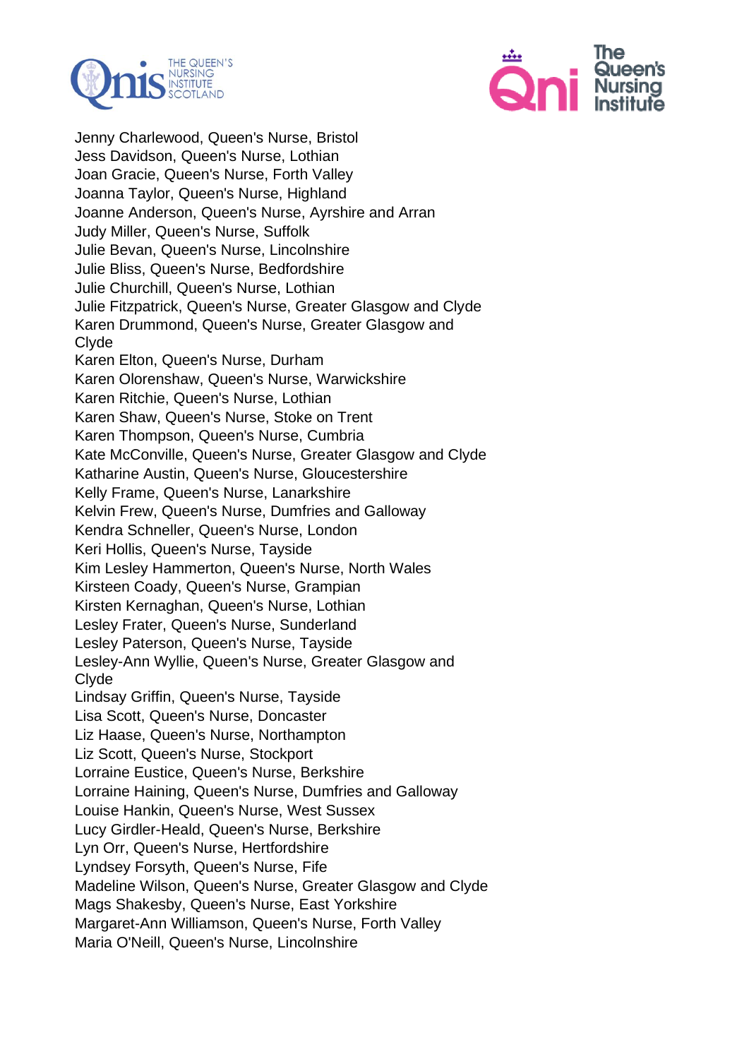Jenny Charlewood, Queen's Nurse, Bristol
Jess Davidson, Queen's Nurse, Lothian
Joan Gracie, Queen's Nurse, Forth Valley
Joanna Taylor, Queen's Nurse, Highland
Joanne Anderson, Queen's Nurse, Ayrshire and Arran
Judy Miller, Queen's Nurse, Suffolk
Julie Bevan, Queen's Nurse, Lincolnshire
Julie Bliss, Queen's Nurse, Bedfordshire
Julie Churchill, Queen's Nurse, Lothian
Julie Fitzpatrick, Queen's Nurse, Greater Glasgow and Clyde
Karen Drummond, Queen's Nurse, Greater Glasgow and Clyde
Karen Elton, Queen's Nurse, Durham
Karen Olorenshaw, Queen's Nurse, Warwickshire
Karen Ritchie, Queen's Nurse, Lothian
Karen Shaw, Queen's Nurse, Stoke on Trent
Karen Thompson, Queen's Nurse, Cumbria
Kate McConville, Queen's Nurse, Greater Glasgow and Clyde
Katharine Austin, Queen's Nurse, Gloucestershire
Kelly Frame, Queen's Nurse, Lanarkshire
Kelvin Frew, Queen's Nurse, Dumfries and Galloway
Kendra Schneller, Queen's Nurse, London
Keri Hollis, Queen's Nurse, Tayside
Kim Lesley Hammerton, Queen's Nurse, North Wales
Kirsteen Coady, Queen's Nurse, Grampian
Kirsten Kernaghan, Queen's Nurse, Lothian
Lesley Frater, Queen's Nurse, Sunderland
Lesley Paterson, Queen's Nurse, Tayside
Lesley-Ann Wyllie, Queen's Nurse, Greater Glasgow and Clyde
Lindsay Griffin, Queen's Nurse, Tayside
Lisa Scott, Queen's Nurse, Doncaster
Liz Haase, Queen's Nurse, Northampton
Liz Scott, Queen's Nurse, Stockport
Lorraine Eustice, Queen's Nurse, Berkshire
Lorraine Haining, Queen's Nurse, Dumfries and Galloway
Louise Hankin, Queen's Nurse, West Sussex
Lucy Girdler-Heald, Queen's Nurse, Berkshire
Lyn Orr, Queen's Nurse, Hertfordshire
Lyndsey Forsyth, Queen's Nurse, Fife
Madeline Wilson, Queen's Nurse, Greater Glasgow and Clyde
Mags Shakesby, Queen's Nurse, East Yorkshire
Margaret-Ann Williamson, Queen's Nurse, Forth Valley
Maria O'Neill, Queen's Nurse, Lincolnshire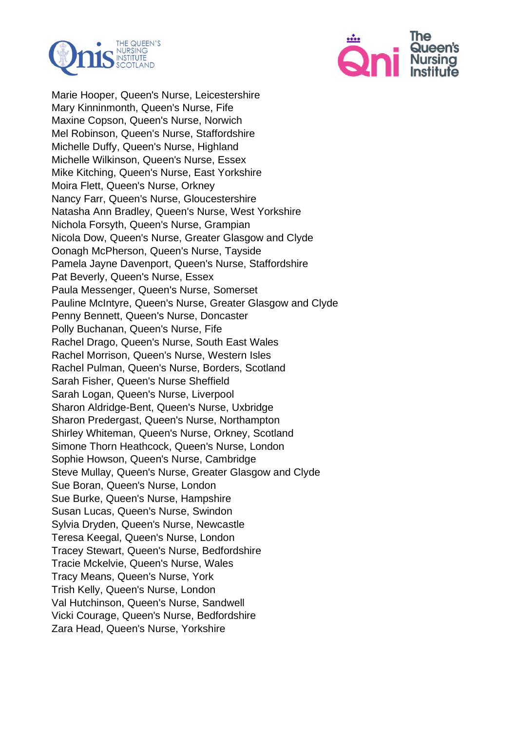Marie Hooper, Queen's Nurse, Leicestershire
Mary Kininmonth, Queen's Nurse, Fife
Maxine Copson, Queen's Nurse, Norwich
Mel Robinson, Queen's Nurse, Staffordshire
Michelle Duffy, Queen's Nurse, Highland
Michelle Wilkinson, Queen's Nurse, Essex
Mike Kitching, Queen's Nurse, East Yorkshire
Moira Flett, Queen's Nurse, Orkney
Nancy Farr, Queen's Nurse, Gloucestershire
Natasha Ann Bradley, Queen's Nurse, West Yorkshire
Nichola Forsyth, Queen's Nurse, Grampian
Nicola Dow, Queen's Nurse, Greater Glasgow and Clyde
Oonagh McPherson, Queen's Nurse, Tayside
Pamela Jayne Davenport, Queen's Nurse, Staffordshire
Pat Beverly, Queen's Nurse, Essex
Paula Messenger, Queen's Nurse, Somerset
Pauline McIntyre, Queen's Nurse, Greater Glasgow and Clyde
Penny Bennett, Queen's Nurse, Doncaster
Polly Buchanan, Queen's Nurse, Fife
Rachel Drago, Queen's Nurse, South East Wales
Rachel Morrison, Queen's Nurse, Western Isles
Rachel Pulman, Queen's Nurse, Borders, Scotland
Sarah Fisher, Queen's Nurse Sheffield
Sarah Logan, Queen's Nurse, Liverpool
Sharon Aldridge-Bent, Queen's Nurse, Uxbridge
Sharon Predergast, Queen's Nurse, Northampton
Shirley Whiteman, Queen's Nurse, Orkney, Scotland
Simone Thorn Heathcock, Queen's Nurse, London
Sophie Howson, Queen's Nurse, Cambridge
Steve Mullay, Queen's Nurse, Greater Glasgow and Clyde
Sue Boran, Queen's Nurse, London
Sue Burke, Queen's Nurse, Hampshire
Susan Lucas, Queen's Nurse, Swindon
Sylvia Dryden, Queen's Nurse, Newcastle
Teresa Keegal, Queen's Nurse, London
Tracey Stewart, Queen's Nurse, Bedfordshire
Tracie Mckelvie, Queen's Nurse, Wales
Tracy Means, Queen's Nurse, York
Trish Kelly, Queen's Nurse, London
Val Hutchinson, Queen's Nurse, Sandwell
Vicki Courage, Queen's Nurse, Bedfordshire
Zara Head, Queen's Nurse, Yorkshire